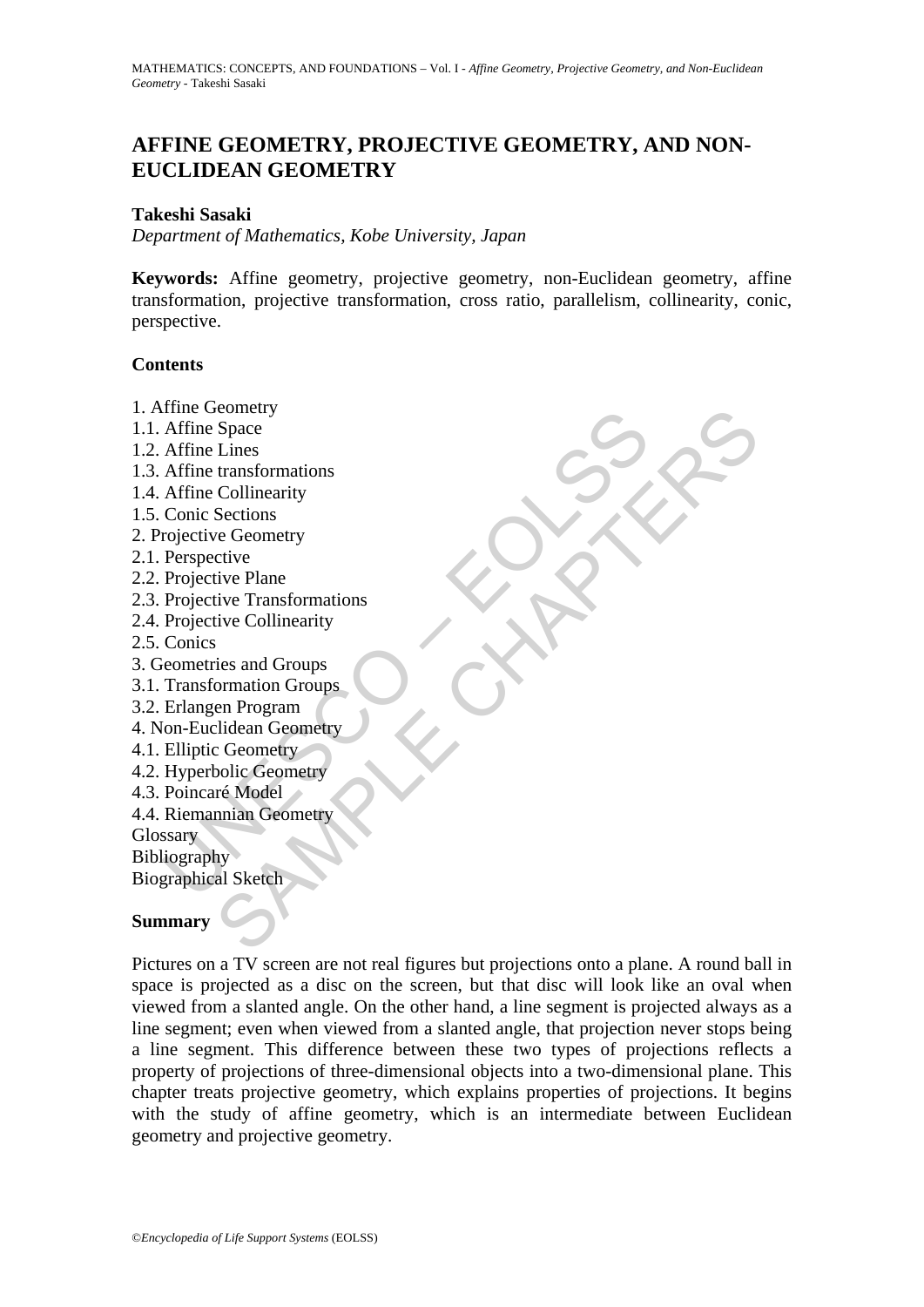# AFFINE GEOMETRY, PROJECTIVE GEOMETRY, AND NON-EUCLIDEAN GEOMETRY

**Takeshi Sasaki**

*Department of Mathematics, Kobe University, Japan*

**Keywords:** Affine geometry, projective geometry, non-Euclidean geometry, affine transformation, projective transformation, cross ratio, parallelism, collinearity, conic, perspective.

## Contents

1. Affine Geometry
1.1. Affine Space
1.2. Affine Lines
1.3. Affine transformations
1.4. Affine Collinearity
1.5. Conic Sections
2. Projective Geometry
2.1. Perspective
2.2. Projective Plane
2.3. Projective Transformations
2.4. Projective Collinearity
2.5. Conics
3. Geometries and Groups
3.1. Transformation Groups
3.2. Erlangen Program
4. Non-Euclidean Geometry
4.1. Elliptic Geometry
4.2. Hyperbolic Geometry
4.3. Poincaré Model
4.4. Riemannian Geometry
Glossary
Bibliography
Biographical Sketch

## Summary

Pictures on a TV screen are not real figures but projections onto a plane. A round ball in space is projected as a disc on the screen, but that disc will look like an oval when viewed from a slanted angle. On the other hand, a line segment is projected always as a line segment; even when viewed from a slanted angle, that projection never stops being a line segment. This difference between these two types of projections reflects a property of projections of three-dimensional objects into a two-dimensional plane. This chapter treats projective geometry, which explains properties of projections. It begins with the study of affine geometry, which is an intermediate between Euclidean geometry and projective geometry.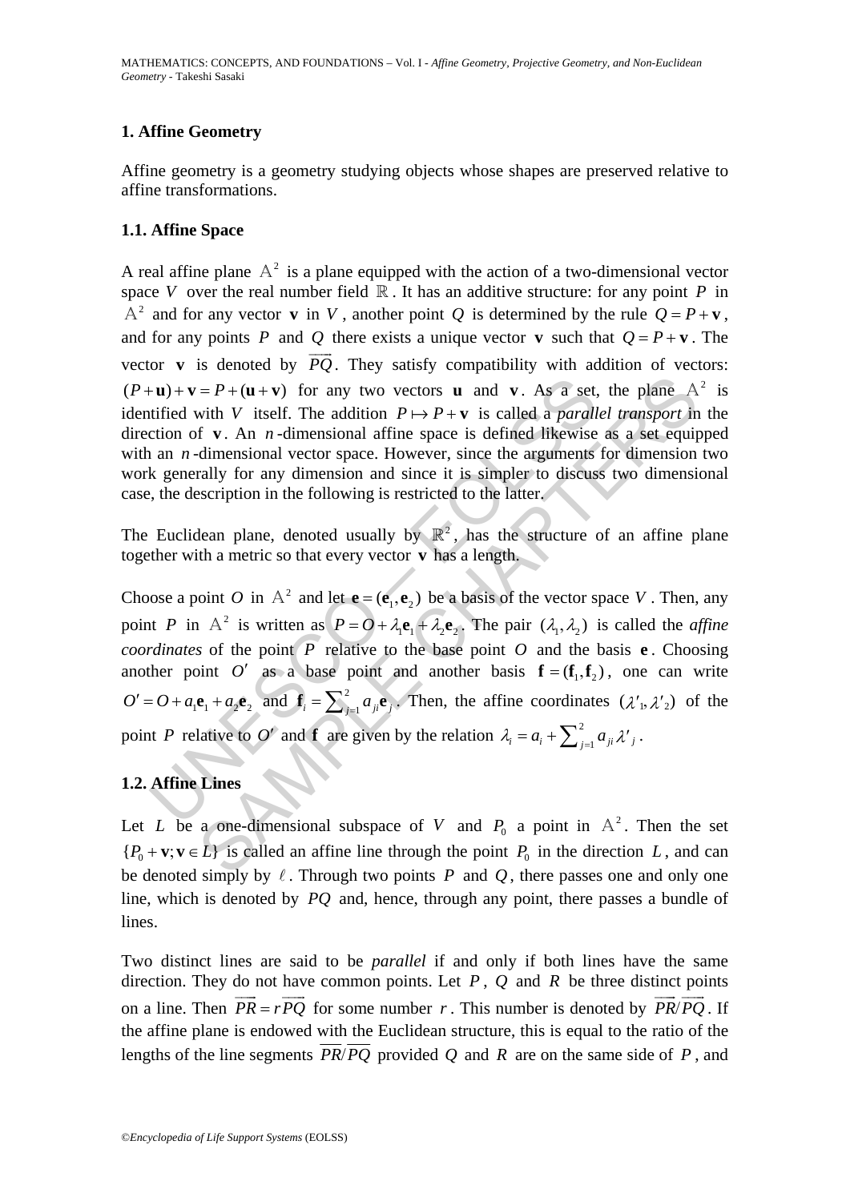## 1. Affine Geometry

Affine geometry is a geometry studying objects whose shapes are preserved relative to affine transformations.

### 1.1. Affine Space

A real affine plane $\mathbb{A}^2$ is a plane equipped with the action of a two-dimensional vector space $V$ over the real number field $\mathbb{R}$. It has an additive structure: for any point $P$ in $\mathbb{A}^2$ and for any vector $\mathbf{v}$ in $V$, another point $Q$ is determined by the rule $Q = P + \mathbf{v}$, and for any points $P$ and $Q$ there exists a unique vector $\mathbf{v}$ such that $Q = P + \mathbf{v}$. The vector $\mathbf{v}$ is denoted by $\overrightarrow{PQ}$. They satisfy compatibility with addition of vectors: $(P+\mathbf{u})+\mathbf{v} = P+(\mathbf{u}+\mathbf{v})$ for any two vectors $\mathbf{u}$ and $\mathbf{v}$. As a set, the plane $\mathbb{A}^2$ is identified with $V$ itself. The addition $P \mapsto P + \mathbf{v}$ is called a *parallel transport* in the direction of $\mathbf{v}$. An $n$-dimensional affine space is defined likewise as a set equipped with an $n$-dimensional vector space. However, since the arguments for dimension two work generally for any dimension and since it is simpler to discuss two dimensional case, the description in the following is restricted to the latter.

The Euclidean plane, denoted usually by $\mathbb{R}^2$, has the structure of an affine plane together with a metric so that every vector $\mathbf{v}$ has a length.

Choose a point $O$ in $\mathbb{A}^2$ and let $\mathbf{e} = (\mathbf{e}_1, \mathbf{e}_2)$ be a basis of the vector space $V$. Then, any point $P$ in $\mathbb{A}^2$ is written as $P = O + \lambda_1\mathbf{e}_1 + \lambda_2\mathbf{e}_2$. The pair $(\lambda_1, \lambda_2)$ is called the *affine coordinates* of the point $P$ relative to the base point $O$ and the basis $\mathbf{e}$. Choosing another point $O'$ as a base point and another basis $\mathbf{f} = (\mathbf{f}_1, \mathbf{f}_2)$, one can write $O' = O + a_1\mathbf{e}_1 + a_2\mathbf{e}_2$ and $\mathbf{f}_i = \sum_{j=1}^{2} a_{ji}\mathbf{e}_j$. Then, the affine coordinates $(\lambda'_1, \lambda'_2)$ of the point $P$ relative to $O'$ and $\mathbf{f}$ are given by the relation $\lambda_i = a_i + \sum_{j=1}^{2} a_{ji}\lambda'_j$.

### 1.2. Affine Lines

Let $L$ be a one-dimensional subspace of $V$ and $P_0$ a point in $\mathbb{A}^2$. Then the set $\{P_0 + \mathbf{v}; \mathbf{v} \in L\}$ is called an affine line through the point $P_0$ in the direction $L$, and can be denoted simply by $\ell$. Through two points $P$ and $Q$, there passes one and only one line, which is denoted by $PQ$ and, hence, through any point, there passes a bundle of lines.

Two distinct lines are said to be *parallel* if and only if both lines have the same direction. They do not have common points. Let $P$, $Q$ and $R$ be three distinct points on a line. Then $\overrightarrow{PR} = r\overrightarrow{PQ}$ for some number $r$. This number is denoted by $\overrightarrow{PR}/\overrightarrow{PQ}$. If the affine plane is endowed with the Euclidean structure, this is equal to the ratio of the lengths of the line segments $\overline{PR}/\overline{PQ}$ provided $Q$ and $R$ are on the same side of $P$, and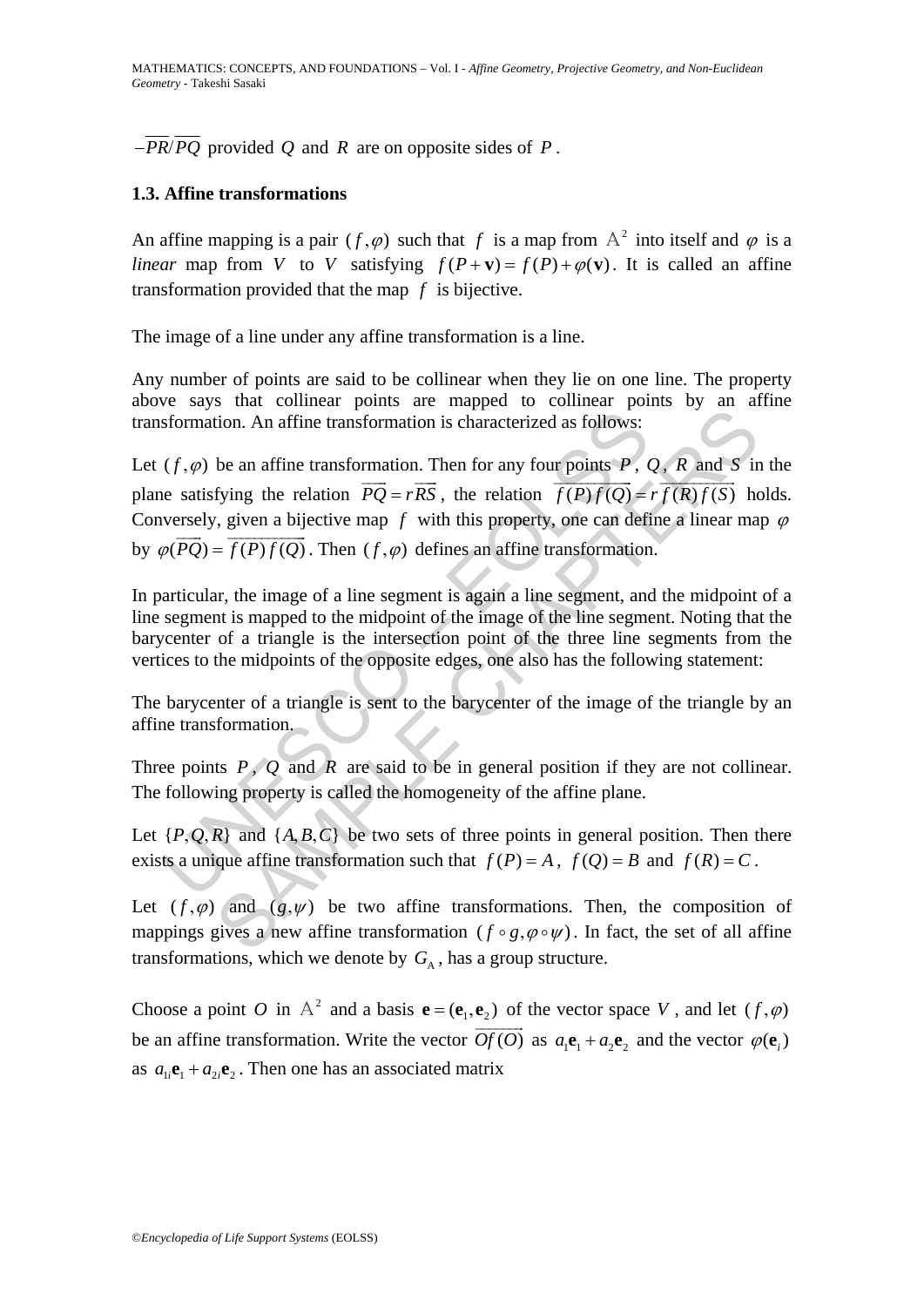$-\overline{PR}/\overline{PQ}$ provided $Q$ and $R$ are on opposite sides of $P$.

### 1.3. Affine transformations

An affine mapping is a pair $(f,\varphi)$ such that $f$ is a map from $\mathbb{A}^2$ into itself and $\varphi$ is a *linear* map from $V$ to $V$ satisfying $f(P+\mathbf{v}) = f(P)+\varphi(\mathbf{v})$. It is called an affine transformation provided that the map $f$ is bijective.

The image of a line under any affine transformation is a line.

Any number of points are said to be collinear when they lie on one line. The property above says that collinear points are mapped to collinear points by an affine transformation. An affine transformation is characterized as follows:

Let $(f,\varphi)$ be an affine transformation. Then for any four points $P$, $Q$, $R$ and $S$ in the plane satisfying the relation $\overrightarrow{PQ} = r\overrightarrow{RS}$, the relation $\overrightarrow{f(P)f(Q)} = r\,\overrightarrow{f(R)f(S)}$ holds. Conversely, given a bijective map $f$ with this property, one can define a linear map $\varphi$ by $\varphi(\overrightarrow{PQ}) = \overrightarrow{f(P)f(Q)}$. Then $(f,\varphi)$ defines an affine transformation.

In particular, the image of a line segment is again a line segment, and the midpoint of a line segment is mapped to the midpoint of the image of the line segment. Noting that the barycenter of a triangle is the intersection point of the three line segments from the vertices to the midpoints of the opposite edges, one also has the following statement:

The barycenter of a triangle is sent to the barycenter of the image of the triangle by an affine transformation.

Three points $P$, $Q$ and $R$ are said to be in general position if they are not collinear. The following property is called the homogeneity of the affine plane.

Let $\{P,Q,R\}$ and $\{A,B,C\}$ be two sets of three points in general position. Then there exists a unique affine transformation such that $f(P)=A$, $f(Q)=B$ and $f(R)=C$.

Let $(f,\varphi)$ and $(g,\psi)$ be two affine transformations. Then, the composition of mappings gives a new affine transformation $(f\circ g,\varphi\circ\psi)$. In fact, the set of all affine transformations, which we denote by $G_{\mathrm{A}}$, has a group structure.

Choose a point $O$ in $\mathbb{A}^2$ and a basis $\mathbf{e}=(\mathbf{e}_1,\mathbf{e}_2)$ of the vector space $V$, and let $(f,\varphi)$ be an affine transformation. Write the vector $\overrightarrow{Of(O)}$ as $a_1\mathbf{e}_1 + a_2\mathbf{e}_2$ and the vector $\varphi(\mathbf{e}_i)$ as $a_{1i}\mathbf{e}_1 + a_{2i}\mathbf{e}_2$. Then one has an associated matrix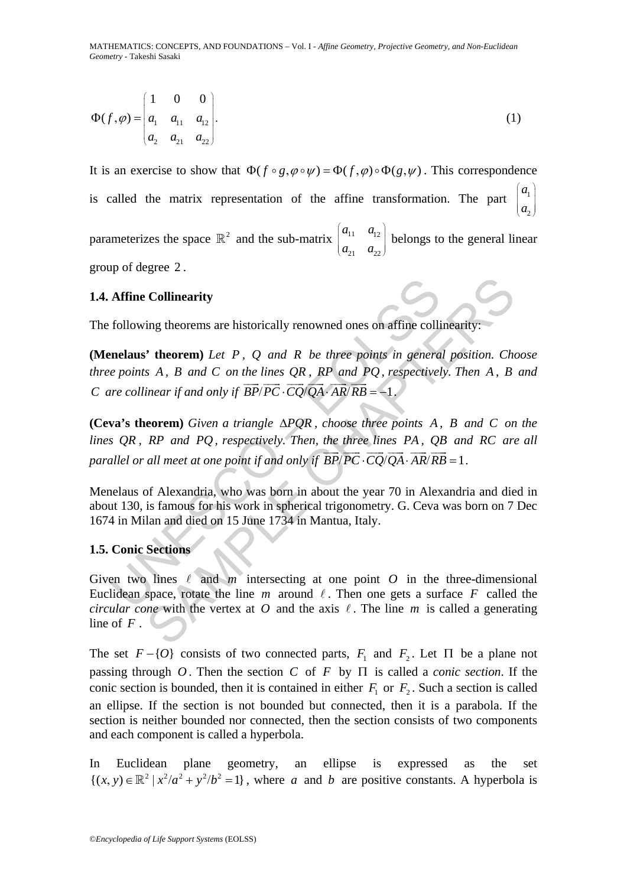$$\Phi(f,\varphi)=\begin{pmatrix}1 & 0 & 0\\ a_1 & a_{11} & a_{12}\\ a_2 & a_{21} & a_{22}\end{pmatrix}. \tag{1}$$

It is an exercise to show that $\Phi(f\circ g,\varphi\circ\psi)=\Phi(f,\varphi)\circ\Phi(g,\psi)$. This correspondence is called the matrix representation of the affine transformation. The part $\begin{pmatrix}a_1\\ a_2\end{pmatrix}$ parameterizes the space $\mathbb{R}^2$ and the sub-matrix $\begin{pmatrix}a_{11} & a_{12}\\ a_{21} & a_{22}\end{pmatrix}$ belongs to the general linear group of degree $2$.

### 1.4. Affine Collinearity

The following theorems are historically renowned ones on affine collinearity:

**(Menelaus' theorem)** *Let $P$, $Q$ and $R$ be three points in general position. Choose three points $A$, $B$ and $C$ on the lines $QR$, $RP$ and $PQ$, respectively. Then $A$, $B$ and $C$ are collinear if and only if $\overrightarrow{BP}/\overrightarrow{PC}\cdot\overrightarrow{CQ}/\overrightarrow{QA}\cdot\overrightarrow{AR}/\overrightarrow{RB}=-1$.*

**(Ceva's theorem)** *Given a triangle $\Delta PQR$, choose three points $A$, $B$ and $C$ on the lines $QR$, $RP$ and $PQ$, respectively. Then, the three lines $PA$, $QB$ and $RC$ are all parallel or all meet at one point if and only if $\overrightarrow{BP}/\overrightarrow{PC}\cdot\overrightarrow{CQ}/\overrightarrow{QA}\cdot\overrightarrow{AR}/\overrightarrow{RB}=1$.*

Menelaus of Alexandria, who was born in about the year 70 in Alexandria and died in about 130, is famous for his work in spherical trigonometry. G. Ceva was born on 7 Dec 1674 in Milan and died on 15 June 1734 in Mantua, Italy.

### 1.5. Conic Sections

Given two lines $\ell$ and $m$ intersecting at one point $O$ in the three-dimensional Euclidean space, rotate the line $m$ around $\ell$. Then one gets a surface $F$ called the *circular cone* with the vertex at $O$ and the axis $\ell$. The line $m$ is called a generating line of $F$.

The set $F-\{O\}$ consists of two connected parts, $F_1$ and $F_2$. Let $\Pi$ be a plane not passing through $O$. Then the section $C$ of $F$ by $\Pi$ is called a *conic section*. If the conic section is bounded, then it is contained in either $F_1$ or $F_2$. Such a section is called an ellipse. If the section is not bounded but connected, then it is a parabola. If the section is neither bounded nor connected, then the section consists of two components and each component is called a hyperbola.

In Euclidean plane geometry, an ellipse is expressed as the set $\{(x,y)\in\mathbb{R}^2 \mid x^2/a^2+y^2/b^2=1\}$, where $a$ and $b$ are positive constants. A hyperbola is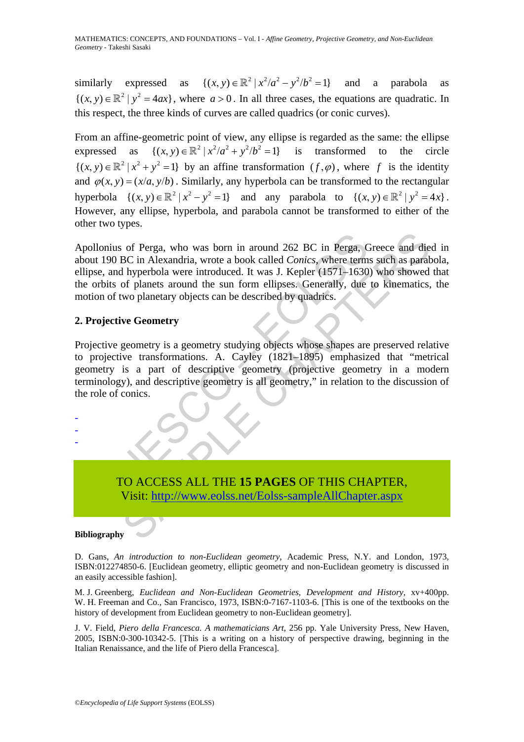similarly expressed as $\{(x,y) \in \mathbb{R}^2 \mid x^2/a^2 - y^2/b^2 = 1\}$ and a parabola as $\{(x,y) \in \mathbb{R}^2 \mid y^2 = 4ax\}$, where $a > 0$. In all three cases, the equations are quadratic. In this respect, the three kinds of curves are called quadrics (or conic curves).

From an affine-geometric point of view, any ellipse is regarded as the same: the ellipse expressed as $\{(x,y) \in \mathbb{R}^2 \mid x^2/a^2 + y^2/b^2 = 1\}$ is transformed to the circle $\{(x,y) \in \mathbb{R}^2 \mid x^2 + y^2 = 1\}$ by an affine transformation $(f, \varphi)$, where $f$ is the identity and $\varphi(x,y) = (x/a, y/b)$. Similarly, any hyperbola can be transformed to the rectangular hyperbola $\{(x,y) \in \mathbb{R}^2 \mid x^2 - y^2 = 1\}$ and any parabola to $\{(x,y) \in \mathbb{R}^2 \mid y^2 = 4x\}$. However, any ellipse, hyperbola, and parabola cannot be transformed to either of the other two types.

Apollonius of Perga, who was born in around 262 BC in Perga, Greece and died in about 190 BC in Alexandria, wrote a book called *Conics*, where terms such as parabola, ellipse, and hyperbola were introduced. It was J. Kepler (1571–1630) who showed that the orbits of planets around the sun form ellipses. Generally, due to kinematics, the motion of two planetary objects can be described by quadrics.

## 2. Projective Geometry

Projective geometry is a geometry studying objects whose shapes are preserved relative to projective transformations. A. Cayley (1821–1895) emphasized that "metrical geometry is a part of descriptive geometry (projective geometry in a modern terminology), and descriptive geometry is all geometry," in relation to the discussion of the role of conics.

-
-
-

TO ACCESS ALL THE **15 PAGES** OF THIS CHAPTER,
Visit: http://www.eolss.net/Eolss-sampleAllChapter.aspx

#### Bibliography

D. Gans, *An introduction to non-Euclidean geometry*, Academic Press, N.Y. and London, 1973, ISBN:012274850-6. [Euclidean geometry, elliptic geometry and non-Euclidean geometry is discussed in an easily accessible fashion].

M. J. Greenberg, *Euclidean and Non-Euclidean Geometries, Development and History*, xv+400pp. W. H. Freeman and Co., San Francisco, 1973, ISBN:0-7167-1103-6. [This is one of the textbooks on the history of development from Euclidean geometry to non-Euclidean geometry].

J. V. Field, *Piero della Francesca. A mathematicians Art*, 256 pp. Yale University Press, New Haven, 2005, ISBN:0-300-10342-5. [This is a writing on a history of perspective drawing, beginning in the Italian Renaissance, and the life of Piero della Francesca].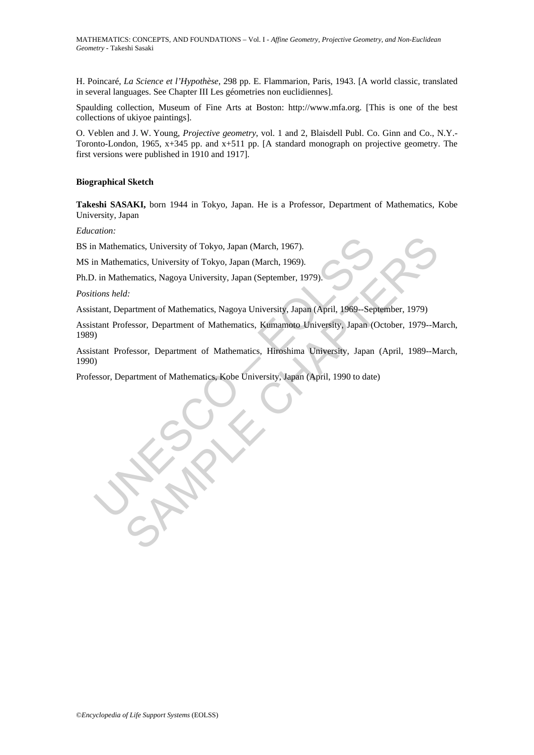H. Poincaré, *La Science et l'Hypothèse*, 298 pp. E. Flammarion, Paris, 1943. [A world classic, translated in several languages. See Chapter III Les géometries non euclidiennes].

Spaulding collection, Museum of Fine Arts at Boston: http://www.mfa.org. [This is one of the best collections of ukiyoe paintings].

O. Veblen and J. W. Young, *Projective geometry*, vol. 1 and 2, Blaisdell Publ. Co. Ginn and Co., N.Y.-Toronto-London, 1965, x+345 pp. and x+511 pp. [A standard monograph on projective geometry. The first versions were published in 1910 and 1917].

### Biographical Sketch

**Takeshi SASAKI,** born 1944 in Tokyo, Japan. He is a Professor, Department of Mathematics, Kobe University, Japan

*Education:*

BS in Mathematics, University of Tokyo, Japan (March, 1967).

MS in Mathematics, University of Tokyo, Japan (March, 1969).

Ph.D. in Mathematics, Nagoya University, Japan (September, 1979).

*Positions held:*

Assistant, Department of Mathematics, Nagoya University, Japan (April, 1969--September, 1979)

Assistant Professor, Department of Mathematics, Kumamoto University, Japan (October, 1979--March, 1989)

Assistant Professor, Department of Mathematics, Hiroshima University, Japan (April, 1989--March, 1990)

Professor, Department of Mathematics, Kobe University, Japan (April, 1990 to date)